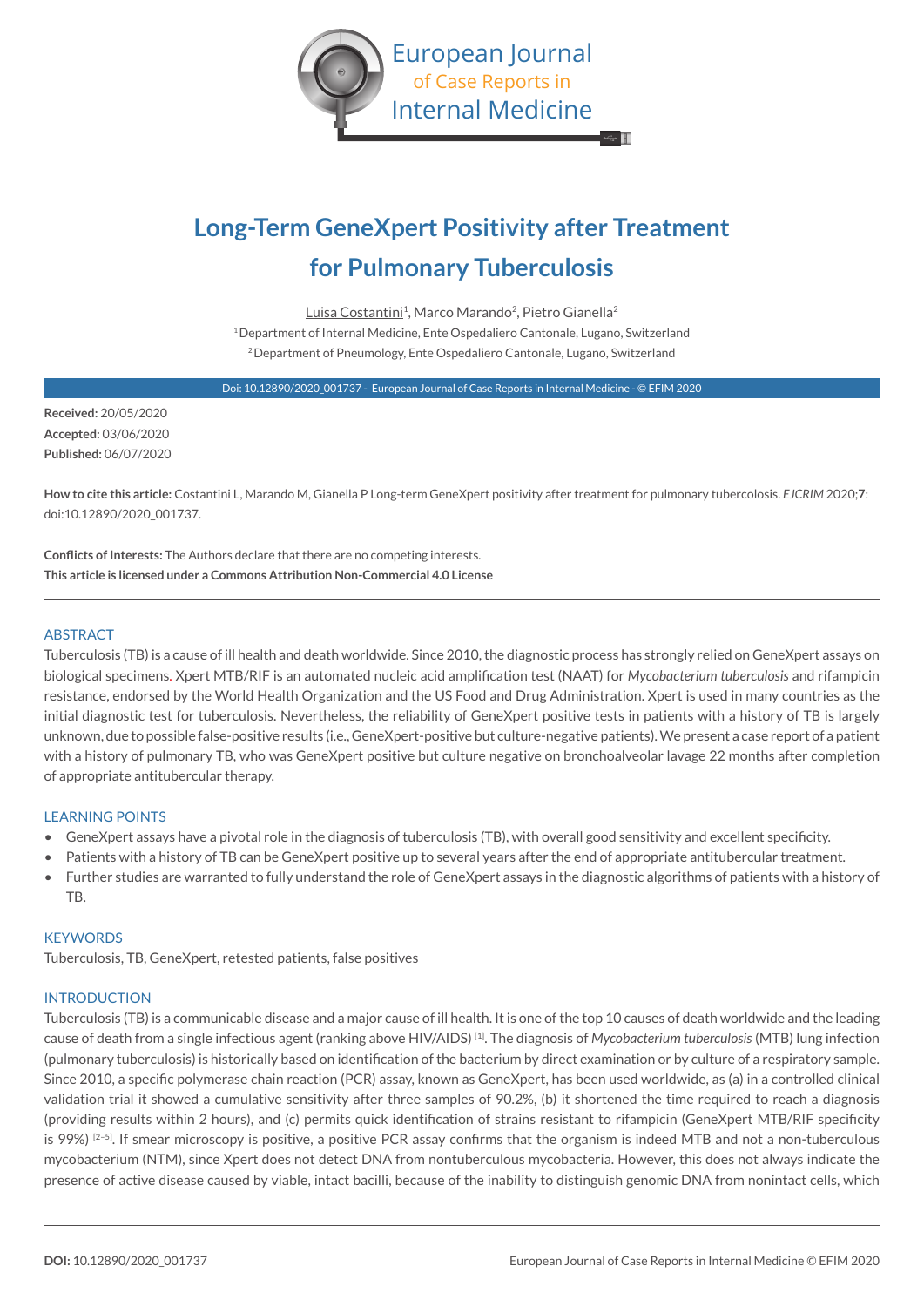European Journal of Case Reports in Internal Medicine

# Long-Term GeneXpert Positivity after Treatment for Pulmonary Tuberculosis

Luisa Costantini[1], Marco Marando[2], Pietro Gianella[2]

[1] Department of Internal Medicine, Ente Ospedaliero Cantonale, Lugano, Switzerland
[2] Department of Pneumology, Ente Ospedaliero Cantonale, Lugano, Switzerland

Doi: 10.12890/2020_001737 - European Journal of Case Reports in Internal Medicine - © EFIM 2020

**Received:** 20/05/2020
**Accepted:** 03/06/2020
**Published:** 06/07/2020

**How to cite this article:** Costantini L, Marando M, Gianella P Long-term GeneXpert positivity after treatment for pulmonary tubercolosis. *EJCRIM* 2020;**7**: doi:10.12890/2020_001737.

**Conflicts of Interests:** The Authors declare that there are no competing interests.
**This article is licensed under a Commons Attribution Non-Commercial 4.0 License**

## ABSTRACT

Tuberculosis (TB) is a cause of ill health and death worldwide. Since 2010, the diagnostic process has strongly relied on GeneXpert assays on biological specimens. Xpert MTB/RIF is an automated nucleic acid amplification test (NAAT) for *Mycobacterium tuberculosis* and rifampicin resistance, endorsed by the World Health Organization and the US Food and Drug Administration. Xpert is used in many countries as the initial diagnostic test for tuberculosis. Nevertheless, the reliability of GeneXpert positive tests in patients with a history of TB is largely unknown, due to possible false-positive results (i.e., GeneXpert-positive but culture-negative patients). We present a case report of a patient with a history of pulmonary TB, who was GeneXpert positive but culture negative on bronchoalveolar lavage 22 months after completion of appropriate antitubercular therapy.

## LEARNING POINTS

- GeneXpert assays have a pivotal role in the diagnosis of tuberculosis (TB), with overall good sensitivity and excellent specificity.
- Patients with a history of TB can be GeneXpert positive up to several years after the end of appropriate antitubercular treatment.
- Further studies are warranted to fully understand the role of GeneXpert assays in the diagnostic algorithms of patients with a history of TB.

## KEYWORDS

Tuberculosis, TB, GeneXpert, retested patients, false positives

## INTRODUCTION

Tuberculosis (TB) is a communicable disease and a major cause of ill health. It is one of the top 10 causes of death worldwide and the leading cause of death from a single infectious agent (ranking above HIV/AIDS) [1]. The diagnosis of *Mycobacterium tuberculosis* (MTB) lung infection (pulmonary tuberculosis) is historically based on identification of the bacterium by direct examination or by culture of a respiratory sample. Since 2010, a specific polymerase chain reaction (PCR) assay, known as GeneXpert, has been used worldwide, as (a) in a controlled clinical validation trial it showed a cumulative sensitivity after three samples of 90.2%, (b) it shortened the time required to reach a diagnosis (providing results within 2 hours), and (c) permits quick identification of strains resistant to rifampicin (GeneXpert MTB/RIF specificity is 99%) [2–5]. If smear microscopy is positive, a positive PCR assay confirms that the organism is indeed MTB and not a non-tuberculous mycobacterium (NTM), since Xpert does not detect DNA from nontuberculous mycobacteria. However, this does not always indicate the presence of active disease caused by viable, intact bacilli, because of the inability to distinguish genomic DNA from nonintact cells, which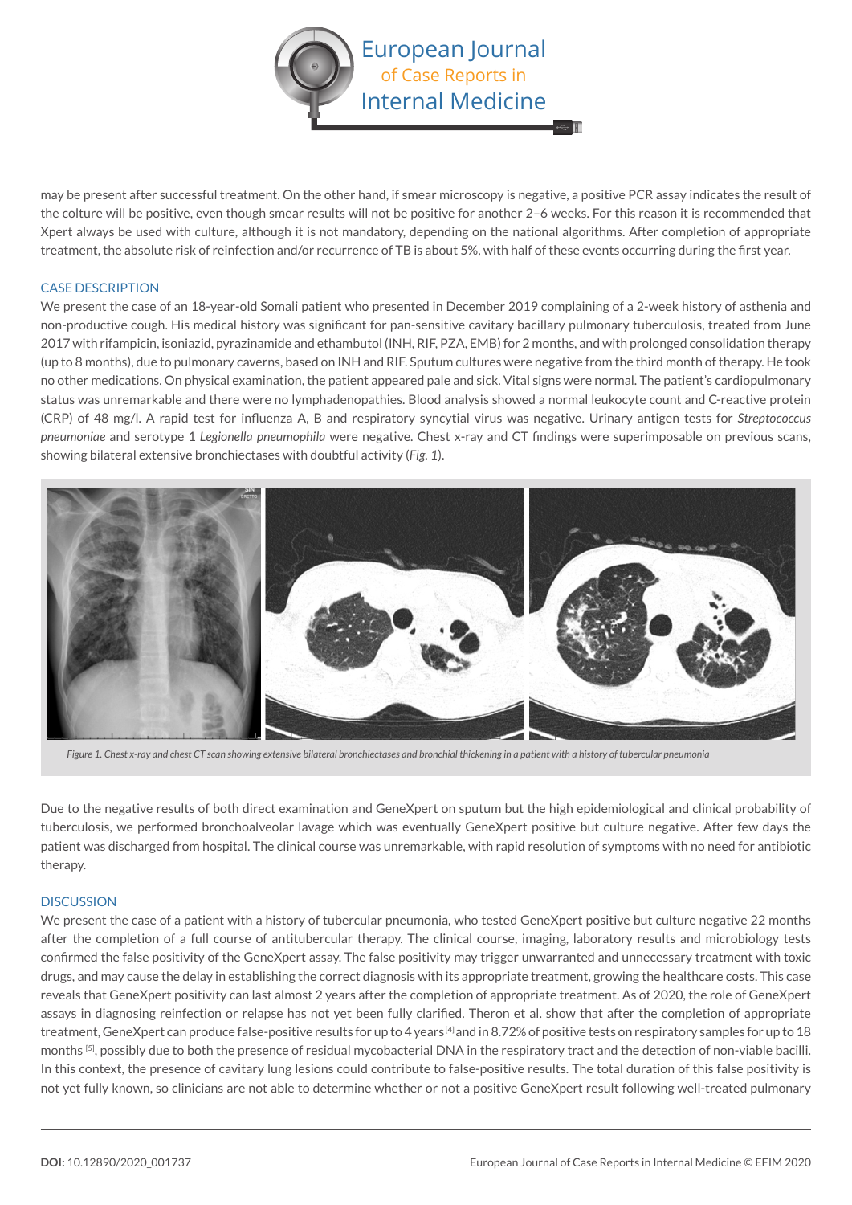may be present after successful treatment. On the other hand, if smear microscopy is negative, a positive PCR assay indicates the result of the colture will be positive, even though smear results will not be positive for another 2–6 weeks. For this reason it is recommended that Xpert always be used with culture, although it is not mandatory, depending on the national algorithms. After completion of appropriate treatment, the absolute risk of reinfection and/or recurrence of TB is about 5%, with half of these events occurring during the first year.

## CASE DESCRIPTION

We present the case of an 18-year-old Somali patient who presented in December 2019 complaining of a 2-week history of asthenia and non-productive cough. His medical history was significant for pan-sensitive cavitary bacillary pulmonary tuberculosis, treated from June 2017 with rifampicin, isoniazid, pyrazinamide and ethambutol (INH, RIF, PZA, EMB) for 2 months, and with prolonged consolidation therapy (up to 8 months), due to pulmonary caverns, based on INH and RIF. Sputum cultures were negative from the third month of therapy. He took no other medications. On physical examination, the patient appeared pale and sick. Vital signs were normal. The patient's cardiopulmonary status was unremarkable and there were no lymphadenopathies. Blood analysis showed a normal leukocyte count and C-reactive protein (CRP) of 48 mg/l. A rapid test for influenza A, B and respiratory syncytial virus was negative. Urinary antigen tests for *Streptococcus pneumoniae* and serotype 1 *Legionella pneumophila* were negative. Chest x-ray and CT findings were superimposable on previous scans, showing bilateral extensive bronchiectases with doubtful activity (*Fig. 1*).

*Figure 1. Chest x-ray and chest CT scan showing extensive bilateral bronchiectases and bronchial thickening in a patient with a history of tubercular pneumonia*

Due to the negative results of both direct examination and GeneXpert on sputum but the high epidemiological and clinical probability of tuberculosis, we performed bronchoalveolar lavage which was eventually GeneXpert positive but culture negative. After few days the patient was discharged from hospital. The clinical course was unremarkable, with rapid resolution of symptoms with no need for antibiotic therapy.

## DISCUSSION

We present the case of a patient with a history of tubercular pneumonia, who tested GeneXpert positive but culture negative 22 months after the completion of a full course of antitubercular therapy. The clinical course, imaging, laboratory results and microbiology tests confirmed the false positivity of the GeneXpert assay. The false positivity may trigger unwarranted and unnecessary treatment with toxic drugs, and may cause the delay in establishing the correct diagnosis with its appropriate treatment, growing the healthcare costs. This case reveals that GeneXpert positivity can last almost 2 years after the completion of appropriate treatment. As of 2020, the role of GeneXpert assays in diagnosing reinfection or relapse has not yet been fully clarified. Theron et al. show that after the completion of appropriate treatment, GeneXpert can produce false-positive results for up to 4 years [4] and in 8.72% of positive tests on respiratory samples for up to 18 months [5], possibly due to both the presence of residual mycobacterial DNA in the respiratory tract and the detection of non-viable bacilli. In this context, the presence of cavitary lung lesions could contribute to false-positive results. The total duration of this false positivity is not yet fully known, so clinicians are not able to determine whether or not a positive GeneXpert result following well-treated pulmonary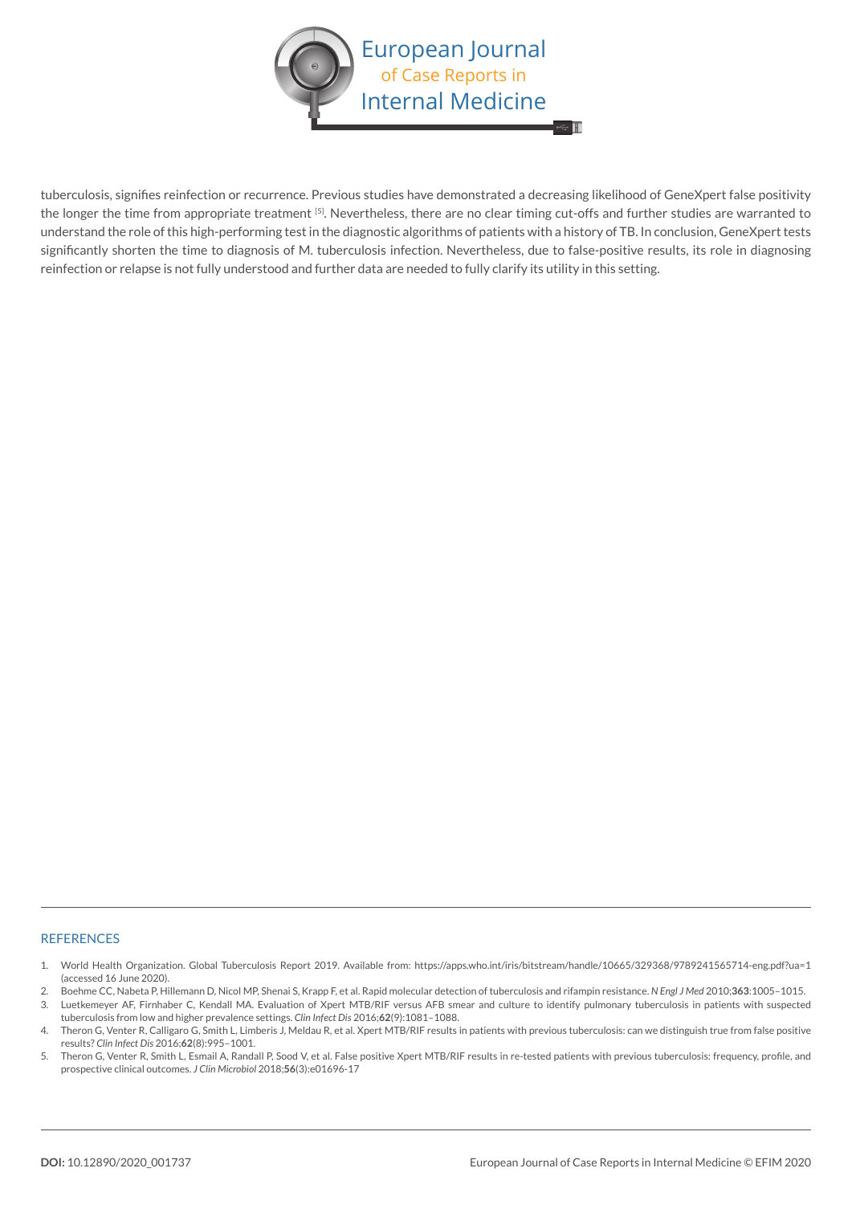tuberculosis, signifies reinfection or recurrence. Previous studies have demonstrated a decreasing likelihood of GeneXpert false positivity the longer the time from appropriate treatment [5]. Nevertheless, there are no clear timing cut-offs and further studies are warranted to understand the role of this high-performing test in the diagnostic algorithms of patients with a history of TB. In conclusion, GeneXpert tests significantly shorten the time to diagnosis of M. tuberculosis infection. Nevertheless, due to false-positive results, its role in diagnosing reinfection or relapse is not fully understood and further data are needed to fully clarify its utility in this setting.

## REFERENCES

1. World Health Organization. Global Tuberculosis Report 2019. Available from: https://apps.who.int/iris/bitstream/handle/10665/329368/9789241565714-eng.pdf?ua=1 (accessed 16 June 2020).
2. Boehme CC, Nabeta P, Hillemann D, Nicol MP, Shenai S, Krapp F, et al. Rapid molecular detection of tuberculosis and rifampin resistance. *N Engl J Med* 2010;**363**:1005–1015.
3. Luetkemeyer AF, Firnhaber C, Kendall MA. Evaluation of Xpert MTB/RIF versus AFB smear and culture to identify pulmonary tuberculosis in patients with suspected tuberculosis from low and higher prevalence settings. *Clin Infect Dis* 2016;**62**(9):1081–1088.
4. Theron G, Venter R, Calligaro G, Smith L, Limberis J, Meldau R, et al. Xpert MTB/RIF results in patients with previous tuberculosis: can we distinguish true from false positive results? *Clin Infect Dis* 2016;**62**(8):995–1001.
5. Theron G, Venter R, Smith L, Esmail A, Randall P, Sood V, et al. False positive Xpert MTB/RIF results in re-tested patients with previous tuberculosis: frequency, profile, and prospective clinical outcomes. *J Clin Microbiol* 2018;**56**(3):e01696-17